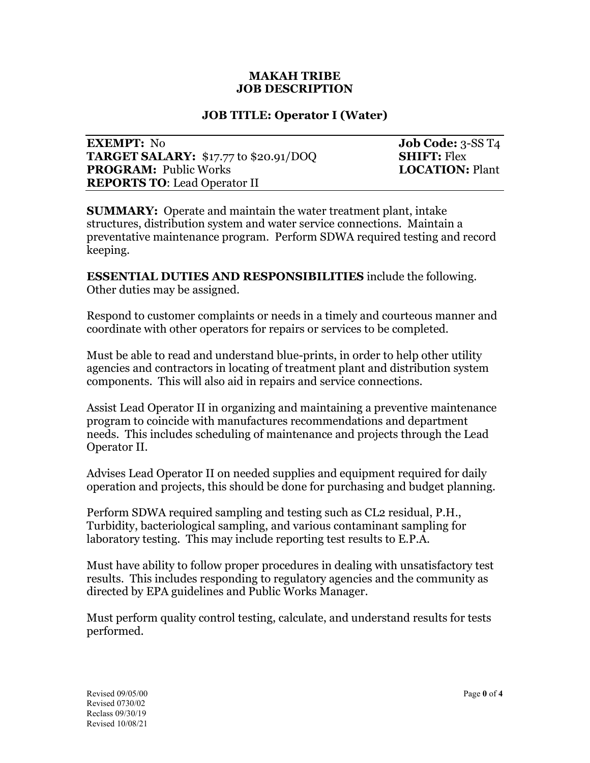# MAKAH TRIBE
# JOB DESCRIPTION

## JOB TITLE: Operator I (Water)

| | |
|---|---|
| **EXEMPT:** No | **Job Code:** 3-SS T4 |
| **TARGET SALARY:** $17.77 to $20.91/DOQ | **SHIFT:** Flex |
| **PROGRAM:** Public Works | **LOCATION:** Plant |
| **REPORTS TO**: Lead Operator II | |

**SUMMARY:** Operate and maintain the water treatment plant, intake structures, distribution system and water service connections. Maintain a preventative maintenance program. Perform SDWA required testing and record keeping.

**ESSENTIAL DUTIES AND RESPONSIBILITIES** include the following. Other duties may be assigned.

Respond to customer complaints or needs in a timely and courteous manner and coordinate with other operators for repairs or services to be completed.

Must be able to read and understand blue-prints, in order to help other utility agencies and contractors in locating of treatment plant and distribution system components. This will also aid in repairs and service connections.

Assist Lead Operator II in organizing and maintaining a preventive maintenance program to coincide with manufactures recommendations and department needs. This includes scheduling of maintenance and projects through the Lead Operator II.

Advises Lead Operator II on needed supplies and equipment required for daily operation and projects, this should be done for purchasing and budget planning.

Perform SDWA required sampling and testing such as CL2 residual, P.H., Turbidity, bacteriological sampling, and various contaminant sampling for laboratory testing. This may include reporting test results to E.P.A.

Must have ability to follow proper procedures in dealing with unsatisfactory test results. This includes responding to regulatory agencies and the community as directed by EPA guidelines and Public Works Manager.

Must perform quality control testing, calculate, and understand results for tests performed.

Revised 09/05/00
Revised 0730/02
Reclass 09/30/19
Revised 10/08/21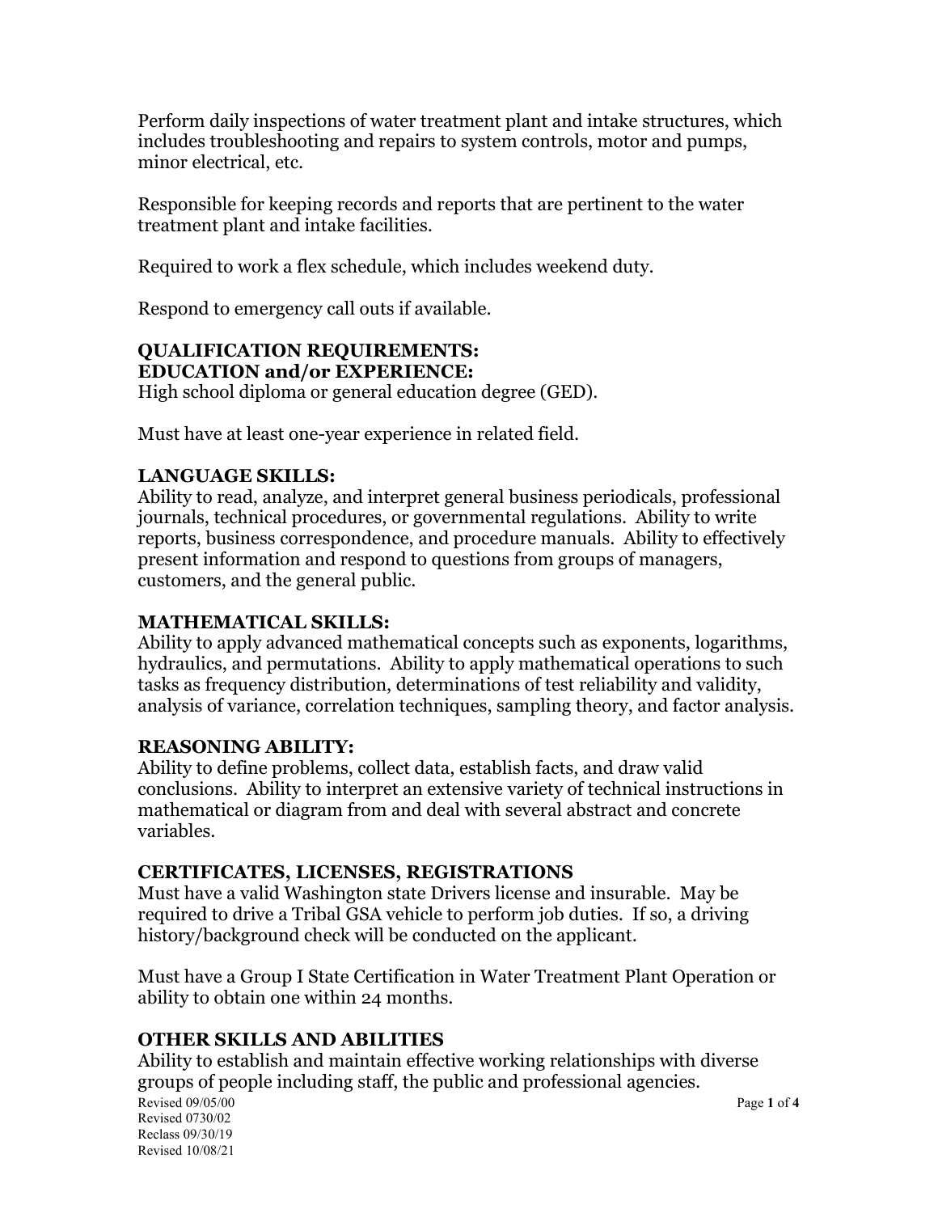Perform daily inspections of water treatment plant and intake structures, which includes troubleshooting and repairs to system controls, motor and pumps, minor electrical, etc.

Responsible for keeping records and reports that are pertinent to the water treatment plant and intake facilities.

Required to work a flex schedule, which includes weekend duty.

Respond to emergency call outs if available.

## QUALIFICATION REQUIREMENTS:

### EDUCATION and/or EXPERIENCE:

High school diploma or general education degree (GED).

Must have at least one-year experience in related field.

### LANGUAGE SKILLS:

Ability to read, analyze, and interpret general business periodicals, professional journals, technical procedures, or governmental regulations. Ability to write reports, business correspondence, and procedure manuals. Ability to effectively present information and respond to questions from groups of managers, customers, and the general public.

### MATHEMATICAL SKILLS:

Ability to apply advanced mathematical concepts such as exponents, logarithms, hydraulics, and permutations. Ability to apply mathematical operations to such tasks as frequency distribution, determinations of test reliability and validity, analysis of variance, correlation techniques, sampling theory, and factor analysis.

### REASONING ABILITY:

Ability to define problems, collect data, establish facts, and draw valid conclusions. Ability to interpret an extensive variety of technical instructions in mathematical or diagram from and deal with several abstract and concrete variables.

### CERTIFICATES, LICENSES, REGISTRATIONS

Must have a valid Washington state Drivers license and insurable. May be required to drive a Tribal GSA vehicle to perform job duties. If so, a driving history/background check will be conducted on the applicant.

Must have a Group I State Certification in Water Treatment Plant Operation or ability to obtain one within 24 months.

### OTHER SKILLS AND ABILITIES

Ability to establish and maintain effective working relationships with diverse groups of people including staff, the public and professional agencies.

Revised 09/05/00
Revised 0730/02
Reclass 09/30/19
Revised 10/08/21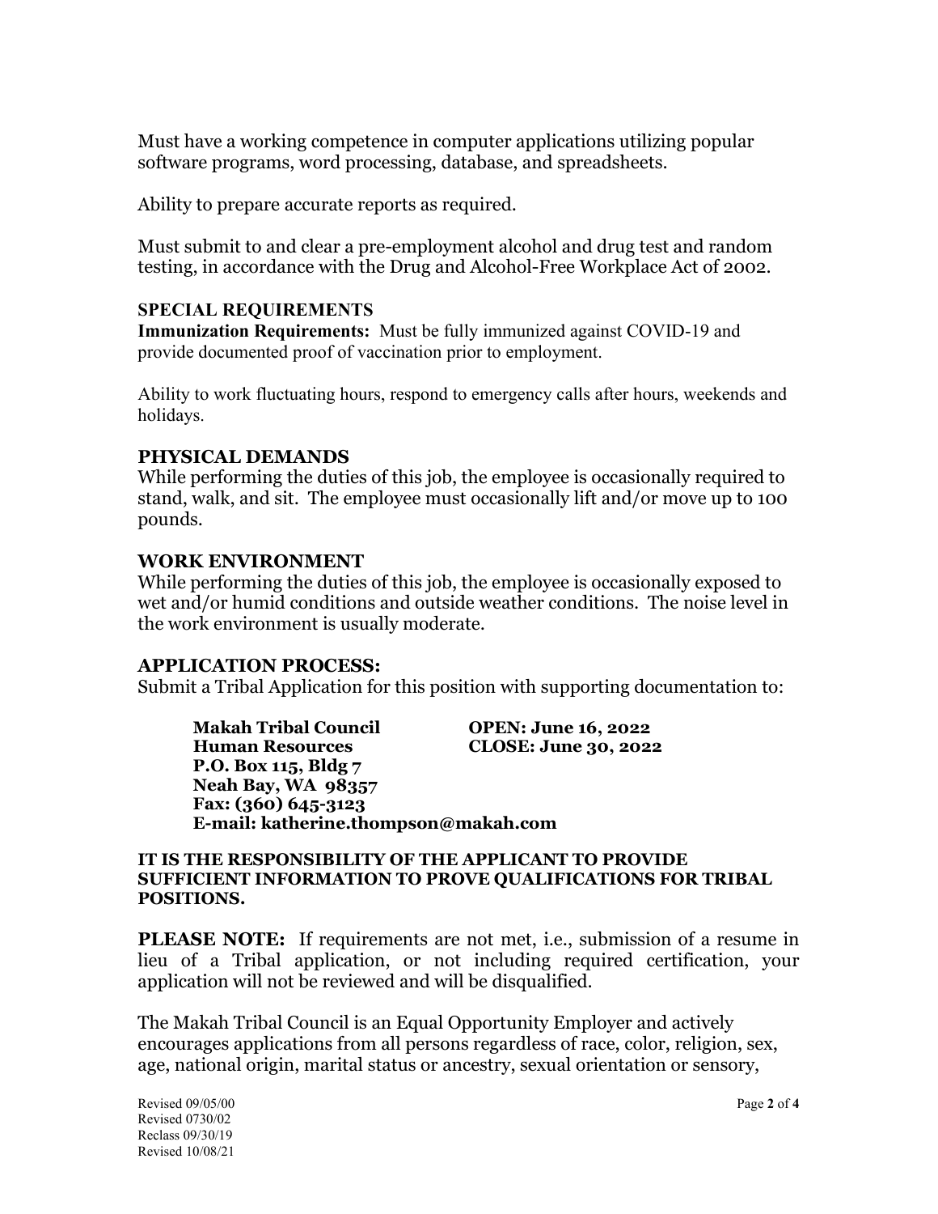Must have a working competence in computer applications utilizing popular software programs, word processing, database, and spreadsheets.

Ability to prepare accurate reports as required.

Must submit to and clear a pre-employment alcohol and drug test and random testing, in accordance with the Drug and Alcohol-Free Workplace Act of 2002.

### SPECIAL REQUIREMENTS

**Immunization Requirements:** Must be fully immunized against COVID-19 and provide documented proof of vaccination prior to employment.

Ability to work fluctuating hours, respond to emergency calls after hours, weekends and holidays.

### PHYSICAL DEMANDS

While performing the duties of this job, the employee is occasionally required to stand, walk, and sit. The employee must occasionally lift and/or move up to 100 pounds.

### WORK ENVIRONMENT

While performing the duties of this job, the employee is occasionally exposed to wet and/or humid conditions and outside weather conditions. The noise level in the work environment is usually moderate.

### APPLICATION PROCESS:

Submit a Tribal Application for this position with supporting documentation to:

**Makah Tribal Council**
**Human Resources**
**P.O. Box 115, Bldg 7**
**Neah Bay, WA 98357**
**Fax: (360) 645-3123**
**E-mail: katherine.thompson@makah.com**

**OPEN: June 16, 2022**
**CLOSE: June 30, 2022**

**IT IS THE RESPONSIBILITY OF THE APPLICANT TO PROVIDE SUFFICIENT INFORMATION TO PROVE QUALIFICATIONS FOR TRIBAL POSITIONS.**

**PLEASE NOTE:** If requirements are not met, i.e., submission of a resume in lieu of a Tribal application, or not including required certification, your application will not be reviewed and will be disqualified.

The Makah Tribal Council is an Equal Opportunity Employer and actively encourages applications from all persons regardless of race, color, religion, sex, age, national origin, marital status or ancestry, sexual orientation or sensory,

Revised 09/05/00
Revised 0730/02
Reclass 09/30/19
Revised 10/08/21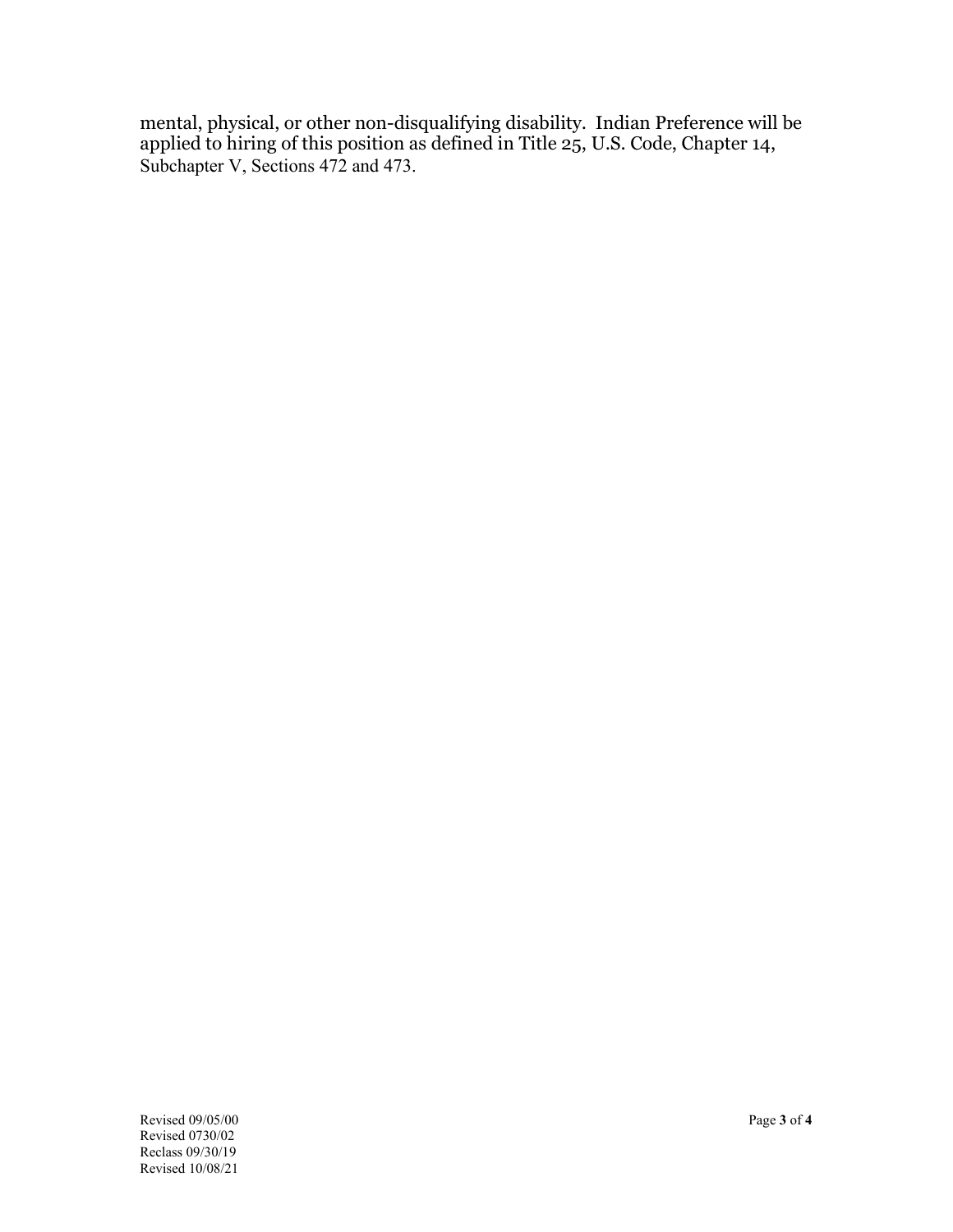mental, physical, or other non-disqualifying disability. Indian Preference will be applied to hiring of this position as defined in Title 25, U.S. Code, Chapter 14, Subchapter V, Sections 472 and 473.

Revised 09/05/00
Revised 0730/02
Reclass 09/30/19
Revised 10/08/21